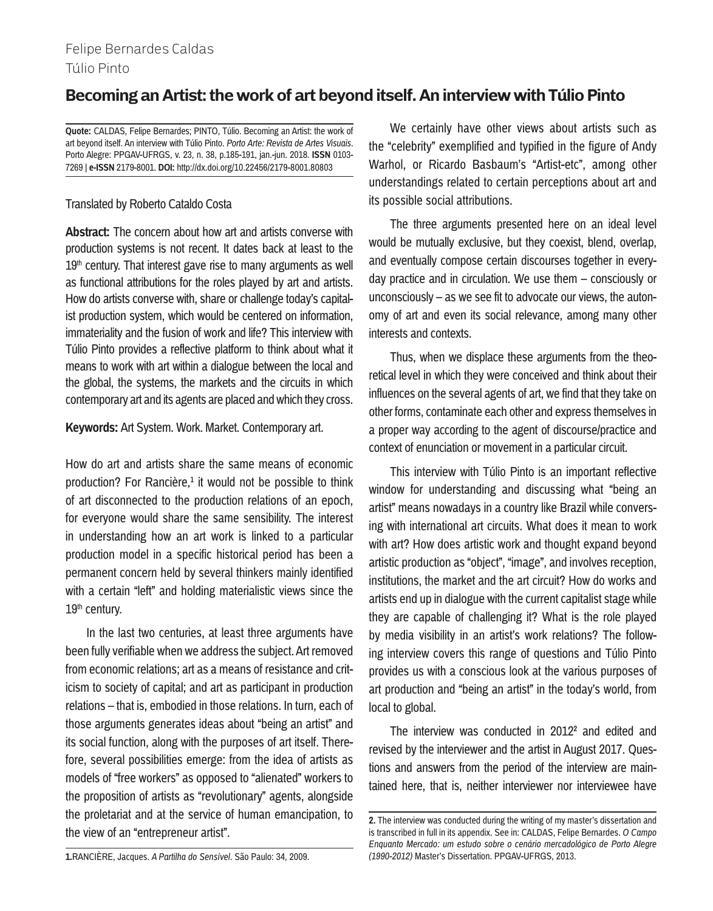Felipe Bernardes Caldas
Túlio Pinto

# Becoming an Artist: the work of art beyond itself. An interview with Túlio Pinto

**Quote:** CALDAS, Felipe Bernardes; PINTO, Túlio. Becoming an Artist: the work of art beyond itself. An interview with Túlio Pinto. *Porto Arte: Revista de Artes Visuais*. Porto Alegre: PPGAV-UFRGS, v. 23, n. 38, p.185-191, jan.-jun. 2018. **ISSN** 0103-7269 | **e-ISSN** 2179-8001. **DOI:** http://dx.doi.org/10.22456/2179-8001.80803

Translated by Roberto Cataldo Costa

**Abstract:** The concern about how art and artists converse with production systems is not recent. It dates back at least to the 19th century. That interest gave rise to many arguments as well as functional attributions for the roles played by art and artists. How do artists converse with, share or challenge today's capitalist production system, which would be centered on information, immateriality and the fusion of work and life? This interview with Túlio Pinto provides a reflective platform to think about what it means to work with art within a dialogue between the local and the global, the systems, the markets and the circuits in which contemporary art and its agents are placed and which they cross.

**Keywords:** Art System. Work. Market. Contemporary art.

How do art and artists share the same means of economic production? For Rancière,[1] it would not be possible to think of art disconnected to the production relations of an epoch, for everyone would share the same sensibility. The interest in understanding how an art work is linked to a particular production model in a specific historical period has been a permanent concern held by several thinkers mainly identified with a certain "left" and holding materialistic views since the 19th century.

In the last two centuries, at least three arguments have been fully verifiable when we address the subject. Art removed from economic relations; art as a means of resistance and criticism to society of capital; and art as participant in production relations – that is, embodied in those relations. In turn, each of those arguments generates ideas about "being an artist" and its social function, along with the purposes of art itself. Therefore, several possibilities emerge: from the idea of artists as models of "free workers" as opposed to "alienated" workers to the proposition of artists as "revolutionary" agents, alongside the proletariat and at the service of human emancipation, to the view of an "entrepreneur artist".

We certainly have other views about artists such as the "celebrity" exemplified and typified in the figure of Andy Warhol, or Ricardo Basbaum's "Artist-etc", among other understandings related to certain perceptions about art and its possible social attributions.

The three arguments presented here on an ideal level would be mutually exclusive, but they coexist, blend, overlap, and eventually compose certain discourses together in everyday practice and in circulation. We use them – consciously or unconsciously – as we see fit to advocate our views, the autonomy of art and even its social relevance, among many other interests and contexts.

Thus, when we displace these arguments from the theoretical level in which they were conceived and think about their influences on the several agents of art, we find that they take on other forms, contaminate each other and express themselves in a proper way according to the agent of discourse/practice and context of enunciation or movement in a particular circuit.

This interview with Túlio Pinto is an important reflective window for understanding and discussing what "being an artist" means nowadays in a country like Brazil while conversing with international art circuits. What does it mean to work with art? How does artistic work and thought expand beyond artistic production as "object", "image", and involves reception, institutions, the market and the art circuit? How do works and artists end up in dialogue with the current capitalist stage while they are capable of challenging it? What is the role played by media visibility in an artist's work relations? The following interview covers this range of questions and Túlio Pinto provides us with a conscious look at the various purposes of art production and "being an artist" in the today's world, from local to global.

The interview was conducted in 2012[2] and edited and revised by the interviewer and the artist in August 2017. Questions and answers from the period of the interview are maintained here, that is, neither interviewer nor interviewee have

---

**1.** RANCIÈRE, Jacques. *A Partilha do Sensível*. São Paulo: 34, 2009.

**2.** The interview was conducted during the writing of my master's dissertation and is transcribed in full in its appendix. See in: CALDAS, Felipe Bernardes. *O Campo Enquanto Mercado: um estudo sobre o cenário mercadológico de Porto Alegre (1990-2012)* Master's Dissertation. PPGAV-UFRGS, 2013.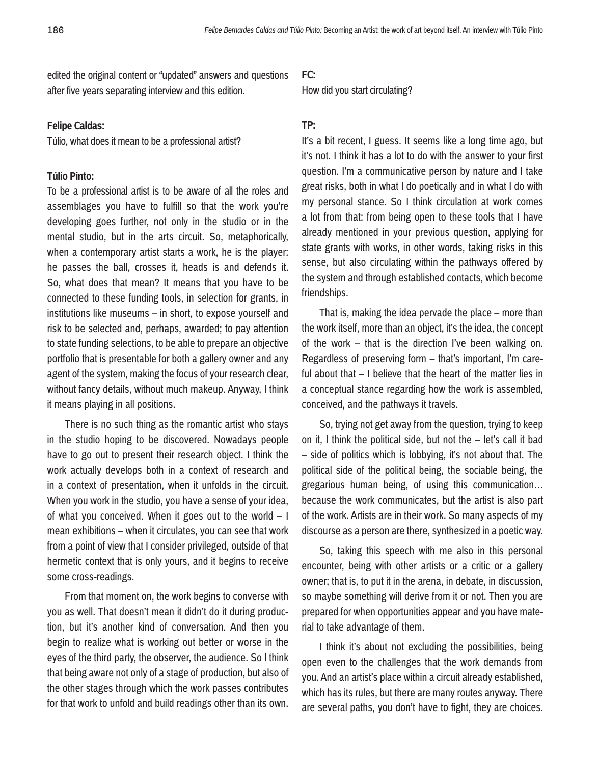edited the original content or "updated" answers and questions after five years separating interview and this edition.

**Felipe Caldas:**

Túlio, what does it mean to be a professional artist?

**Túlio Pinto:**

To be a professional artist is to be aware of all the roles and assemblages you have to fulfill so that the work you're developing goes further, not only in the studio or in the mental studio, but in the arts circuit. So, metaphorically, when a contemporary artist starts a work, he is the player: he passes the ball, crosses it, heads is and defends it. So, what does that mean? It means that you have to be connected to these funding tools, in selection for grants, in institutions like museums – in short, to expose yourself and risk to be selected and, perhaps, awarded; to pay attention to state funding selections, to be able to prepare an objective portfolio that is presentable for both a gallery owner and any agent of the system, making the focus of your research clear, without fancy details, without much makeup. Anyway, I think it means playing in all positions.

There is no such thing as the romantic artist who stays in the studio hoping to be discovered. Nowadays people have to go out to present their research object. I think the work actually develops both in a context of research and in a context of presentation, when it unfolds in the circuit. When you work in the studio, you have a sense of your idea, of what you conceived. When it goes out to the world – I mean exhibitions – when it circulates, you can see that work from a point of view that I consider privileged, outside of that hermetic context that is only yours, and it begins to receive some cross-readings.

From that moment on, the work begins to converse with you as well. That doesn't mean it didn't do it during production, but it's another kind of conversation. And then you begin to realize what is working out better or worse in the eyes of the third party, the observer, the audience. So I think that being aware not only of a stage of production, but also of the other stages through which the work passes contributes for that work to unfold and build readings other than its own.

**FC:**

How did you start circulating?

**TP:**

It's a bit recent, I guess. It seems like a long time ago, but it's not. I think it has a lot to do with the answer to your first question. I'm a communicative person by nature and I take great risks, both in what I do poetically and in what I do with my personal stance. So I think circulation at work comes a lot from that: from being open to these tools that I have already mentioned in your previous question, applying for state grants with works, in other words, taking risks in this sense, but also circulating within the pathways offered by the system and through established contacts, which become friendships.

That is, making the idea pervade the place – more than the work itself, more than an object, it's the idea, the concept of the work – that is the direction I've been walking on. Regardless of preserving form – that's important, I'm careful about that – I believe that the heart of the matter lies in a conceptual stance regarding how the work is assembled, conceived, and the pathways it travels.

So, trying not get away from the question, trying to keep on it, I think the political side, but not the – let's call it bad – side of politics which is lobbying, it's not about that. The political side of the political being, the sociable being, the gregarious human being, of using this communication… because the work communicates, but the artist is also part of the work. Artists are in their work. So many aspects of my discourse as a person are there, synthesized in a poetic way.

So, taking this speech with me also in this personal encounter, being with other artists or a critic or a gallery owner; that is, to put it in the arena, in debate, in discussion, so maybe something will derive from it or not. Then you are prepared for when opportunities appear and you have material to take advantage of them.

I think it's about not excluding the possibilities, being open even to the challenges that the work demands from you. And an artist's place within a circuit already established, which has its rules, but there are many routes anyway. There are several paths, you don't have to fight, they are choices.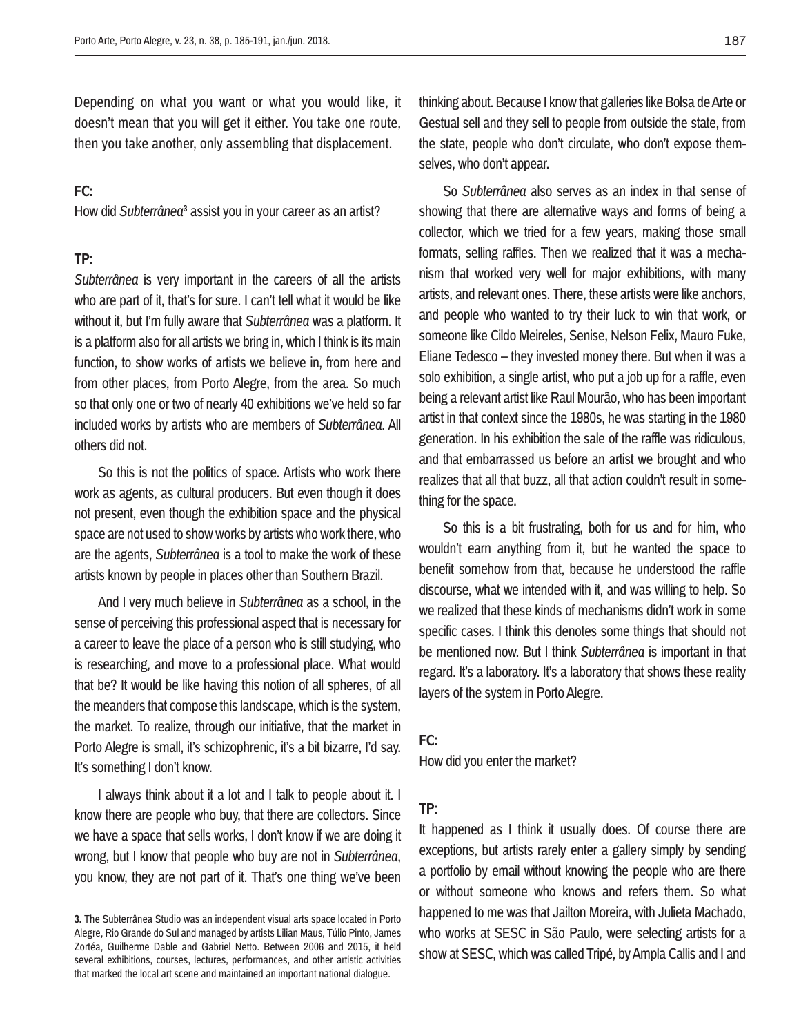Depending on what you want or what you would like, it doesn't mean that you will get it either. You take one route, then you take another, only assembling that displacement.

**FC:**

How did *Subterrânea*[3] assist you in your career as an artist?

**TP:**

*Subterrânea* is very important in the careers of all the artists who are part of it, that's for sure. I can't tell what it would be like without it, but I'm fully aware that *Subterrânea* was a platform. It is a platform also for all artists we bring in, which I think is its main function, to show works of artists we believe in, from here and from other places, from Porto Alegre, from the area. So much so that only one or two of nearly 40 exhibitions we've held so far included works by artists who are members of *Subterrânea*. All others did not.

So this is not the politics of space. Artists who work there work as agents, as cultural producers. But even though it does not present, even though the exhibition space and the physical space are not used to show works by artists who work there, who are the agents, *Subterrânea* is a tool to make the work of these artists known by people in places other than Southern Brazil.

And I very much believe in *Subterrânea* as a school, in the sense of perceiving this professional aspect that is necessary for a career to leave the place of a person who is still studying, who is researching, and move to a professional place. What would that be? It would be like having this notion of all spheres, of all the meanders that compose this landscape, which is the system, the market. To realize, through our initiative, that the market in Porto Alegre is small, it's schizophrenic, it's a bit bizarre, I'd say. It's something I don't know.

I always think about it a lot and I talk to people about it. I know there are people who buy, that there are collectors. Since we have a space that sells works, I don't know if we are doing it wrong, but I know that people who buy are not in *Subterrânea*, you know, they are not part of it. That's one thing we've been thinking about. Because I know that galleries like Bolsa de Arte or Gestual sell and they sell to people from outside the state, from the state, people who don't circulate, who don't expose themselves, who don't appear.

So *Subterrânea* also serves as an index in that sense of showing that there are alternative ways and forms of being a collector, which we tried for a few years, making those small formats, selling raffles. Then we realized that it was a mechanism that worked very well for major exhibitions, with many artists, and relevant ones. There, these artists were like anchors, and people who wanted to try their luck to win that work, or someone like Cildo Meireles, Senise, Nelson Felix, Mauro Fuke, Eliane Tedesco – they invested money there. But when it was a solo exhibition, a single artist, who put a job up for a raffle, even being a relevant artist like Raul Mourão, who has been important artist in that context since the 1980s, he was starting in the 1980 generation. In his exhibition the sale of the raffle was ridiculous, and that embarrassed us before an artist we brought and who realizes that all that buzz, all that action couldn't result in something for the space.

So this is a bit frustrating, both for us and for him, who wouldn't earn anything from it, but he wanted the space to benefit somehow from that, because he understood the raffle discourse, what we intended with it, and was willing to help. So we realized that these kinds of mechanisms didn't work in some specific cases. I think this denotes some things that should not be mentioned now. But I think *Subterrânea* is important in that regard. It's a laboratory. It's a laboratory that shows these reality layers of the system in Porto Alegre.

**FC:**

How did you enter the market?

**TP:**

It happened as I think it usually does. Of course there are exceptions, but artists rarely enter a gallery simply by sending a portfolio by email without knowing the people who are there or without someone who knows and refers them. So what happened to me was that Jailton Moreira, with Julieta Machado, who works at SESC in São Paulo, were selecting artists for a show at SESC, which was called Tripé, by Ampla Callis and I and

---

**3.** The Subterrânea Studio was an independent visual arts space located in Porto Alegre, Rio Grande do Sul and managed by artists Lilian Maus, Túlio Pinto, James Zortéa, Guilherme Dable and Gabriel Netto. Between 2006 and 2015, it held several exhibitions, courses, lectures, performances, and other artistic activities that marked the local art scene and maintained an important national dialogue.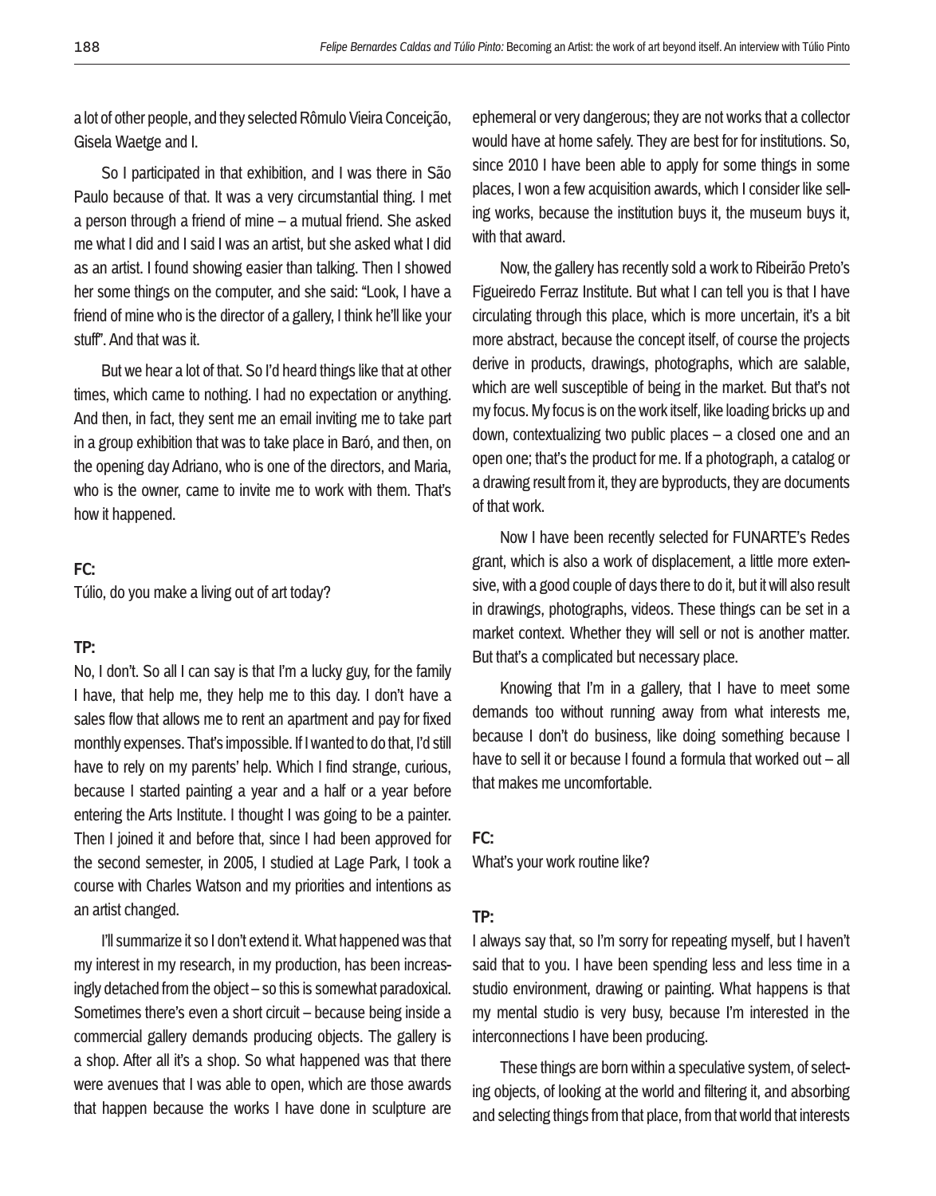a lot of other people, and they selected Rômulo Vieira Conceição, Gisela Waetge and I.

So I participated in that exhibition, and I was there in São Paulo because of that. It was a very circumstantial thing. I met a person through a friend of mine – a mutual friend. She asked me what I did and I said I was an artist, but she asked what I did as an artist. I found showing easier than talking. Then I showed her some things on the computer, and she said: "Look, I have a friend of mine who is the director of a gallery, I think he'll like your stuff". And that was it.

But we hear a lot of that. So I'd heard things like that at other times, which came to nothing. I had no expectation or anything. And then, in fact, they sent me an email inviting me to take part in a group exhibition that was to take place in Baró, and then, on the opening day Adriano, who is one of the directors, and Maria, who is the owner, came to invite me to work with them. That's how it happened.

**FC:**
Túlio, do you make a living out of art today?

**TP:**
No, I don't. So all I can say is that I'm a lucky guy, for the family I have, that help me, they help me to this day. I don't have a sales flow that allows me to rent an apartment and pay for fixed monthly expenses. That's impossible. If I wanted to do that, I'd still have to rely on my parents' help. Which I find strange, curious, because I started painting a year and a half or a year before entering the Arts Institute. I thought I was going to be a painter. Then I joined it and before that, since I had been approved for the second semester, in 2005, I studied at Lage Park, I took a course with Charles Watson and my priorities and intentions as an artist changed.

I'll summarize it so I don't extend it. What happened was that my interest in my research, in my production, has been increasingly detached from the object – so this is somewhat paradoxical. Sometimes there's even a short circuit – because being inside a commercial gallery demands producing objects. The gallery is a shop. After all it's a shop. So what happened was that there were avenues that I was able to open, which are those awards that happen because the works I have done in sculpture are ephemeral or very dangerous; they are not works that a collector would have at home safely. They are best for for institutions. So, since 2010 I have been able to apply for some things in some places, I won a few acquisition awards, which I consider like selling works, because the institution buys it, the museum buys it, with that award.

Now, the gallery has recently sold a work to Ribeirão Preto's Figueiredo Ferraz Institute. But what I can tell you is that I have circulating through this place, which is more uncertain, it's a bit more abstract, because the concept itself, of course the projects derive in products, drawings, photographs, which are salable, which are well susceptible of being in the market. But that's not my focus. My focus is on the work itself, like loading bricks up and down, contextualizing two public places – a closed one and an open one; that's the product for me. If a photograph, a catalog or a drawing result from it, they are byproducts, they are documents of that work.

Now I have been recently selected for FUNARTE's Redes grant, which is also a work of displacement, a little more extensive, with a good couple of days there to do it, but it will also result in drawings, photographs, videos. These things can be set in a market context. Whether they will sell or not is another matter. But that's a complicated but necessary place.

Knowing that I'm in a gallery, that I have to meet some demands too without running away from what interests me, because I don't do business, like doing something because I have to sell it or because I found a formula that worked out – all that makes me uncomfortable.

**FC:**
What's your work routine like?

**TP:**
I always say that, so I'm sorry for repeating myself, but I haven't said that to you. I have been spending less and less time in a studio environment, drawing or painting. What happens is that my mental studio is very busy, because I'm interested in the interconnections I have been producing.

These things are born within a speculative system, of selecting objects, of looking at the world and filtering it, and absorbing and selecting things from that place, from that world that interests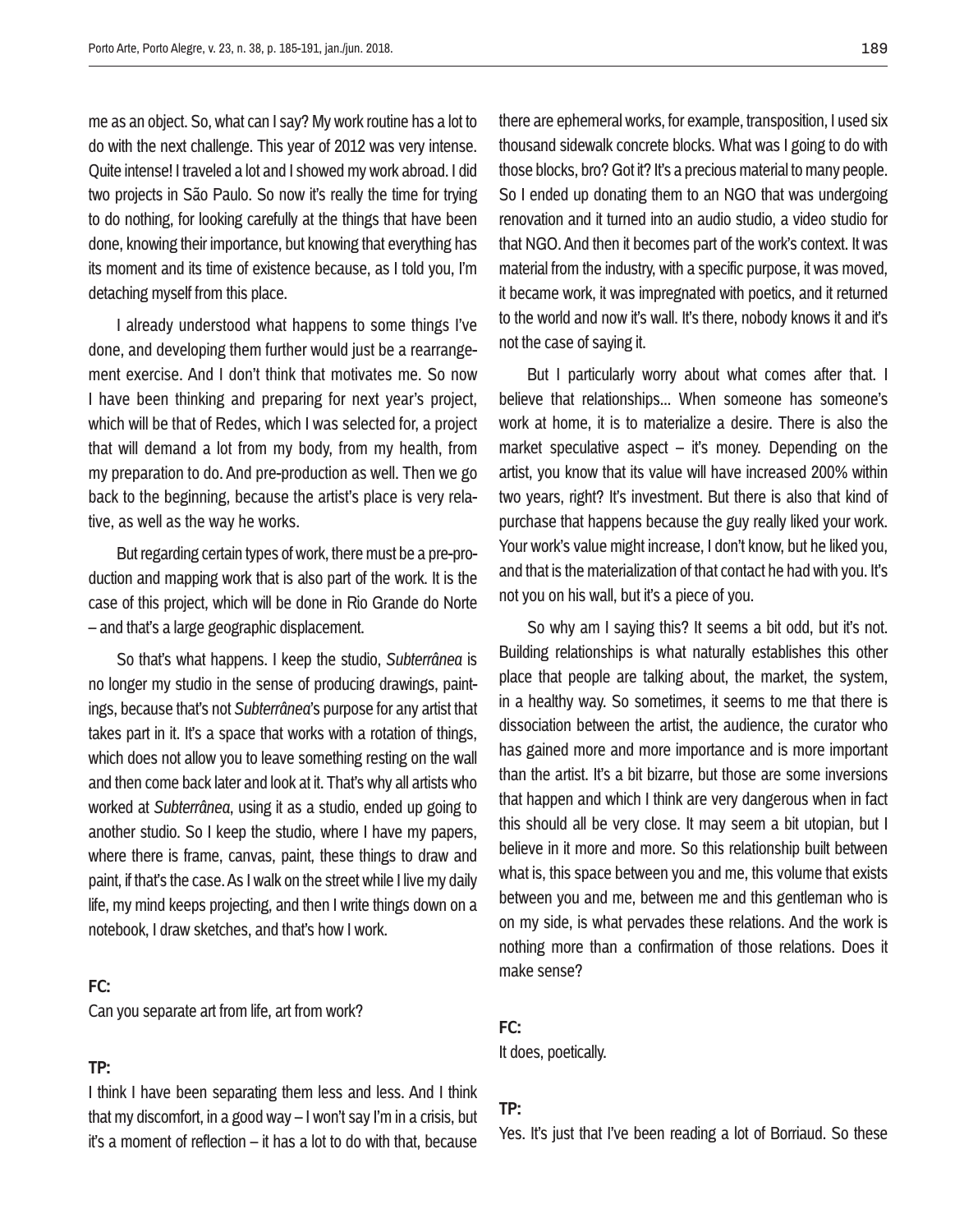me as an object. So, what can I say? My work routine has a lot to do with the next challenge. This year of 2012 was very intense. Quite intense! I traveled a lot and I showed my work abroad. I did two projects in São Paulo. So now it's really the time for trying to do nothing, for looking carefully at the things that have been done, knowing their importance, but knowing that everything has its moment and its time of existence because, as I told you, I'm detaching myself from this place.

I already understood what happens to some things I've done, and developing them further would just be a rearrangement exercise. And I don't think that motivates me. So now I have been thinking and preparing for next year's project, which will be that of Redes, which I was selected for, a project that will demand a lot from my body, from my health, from my preparation to do. And pre-production as well. Then we go back to the beginning, because the artist's place is very relative, as well as the way he works.

But regarding certain types of work, there must be a pre-production and mapping work that is also part of the work. It is the case of this project, which will be done in Rio Grande do Norte – and that's a large geographic displacement.

So that's what happens. I keep the studio, *Subterrânea* is no longer my studio in the sense of producing drawings, paintings, because that's not *Subterrânea*'s purpose for any artist that takes part in it. It's a space that works with a rotation of things, which does not allow you to leave something resting on the wall and then come back later and look at it. That's why all artists who worked at *Subterrânea*, using it as a studio, ended up going to another studio. So I keep the studio, where I have my papers, where there is frame, canvas, paint, these things to draw and paint, if that's the case. As I walk on the street while I live my daily life, my mind keeps projecting, and then I write things down on a notebook, I draw sketches, and that's how I work.

**FC:**
Can you separate art from life, art from work?

**TP:**
I think I have been separating them less and less. And I think that my discomfort, in a good way – I won't say I'm in a crisis, but it's a moment of reflection – it has a lot to do with that, because there are ephemeral works, for example, transposition, I used six thousand sidewalk concrete blocks. What was I going to do with those blocks, bro? Got it? It's a precious material to many people. So I ended up donating them to an NGO that was undergoing renovation and it turned into an audio studio, a video studio for that NGO. And then it becomes part of the work's context. It was material from the industry, with a specific purpose, it was moved, it became work, it was impregnated with poetics, and it returned to the world and now it's wall. It's there, nobody knows it and it's not the case of saying it.

But I particularly worry about what comes after that. I believe that relationships... When someone has someone's work at home, it is to materialize a desire. There is also the market speculative aspect – it's money. Depending on the artist, you know that its value will have increased 200% within two years, right? It's investment. But there is also that kind of purchase that happens because the guy really liked your work. Your work's value might increase, I don't know, but he liked you, and that is the materialization of that contact he had with you. It's not you on his wall, but it's a piece of you.

So why am I saying this? It seems a bit odd, but it's not. Building relationships is what naturally establishes this other place that people are talking about, the market, the system, in a healthy way. So sometimes, it seems to me that there is dissociation between the artist, the audience, the curator who has gained more and more importance and is more important than the artist. It's a bit bizarre, but those are some inversions that happen and which I think are very dangerous when in fact this should all be very close. It may seem a bit utopian, but I believe in it more and more. So this relationship built between what is, this space between you and me, this volume that exists between you and me, between me and this gentleman who is on my side, is what pervades these relations. And the work is nothing more than a confirmation of those relations. Does it make sense?

**FC:**
It does, poetically.

**TP:**
Yes. It's just that I've been reading a lot of Borriaud. So these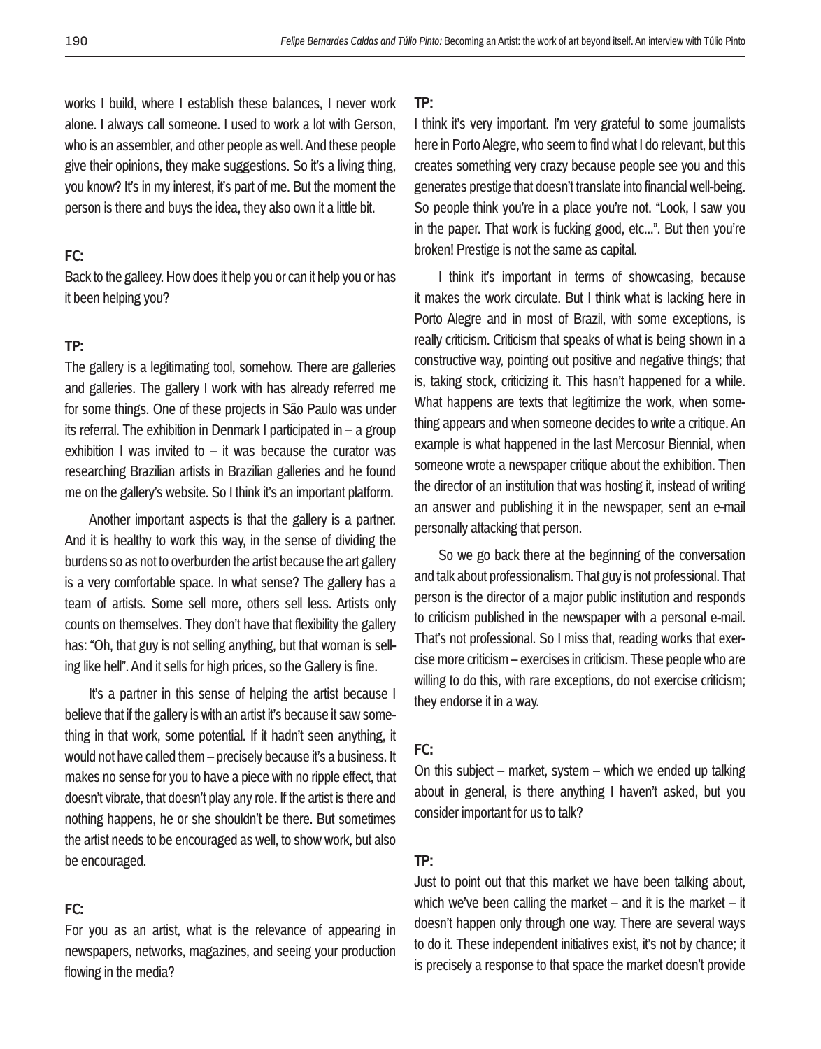works I build, where I establish these balances, I never work alone. I always call someone. I used to work a lot with Gerson, who is an assembler, and other people as well. And these people give their opinions, they make suggestions. So it's a living thing, you know? It's in my interest, it's part of me. But the moment the person is there and buys the idea, they also own it a little bit.

**FC:**

Back to the galleey. How does it help you or can it help you or has it been helping you?

**TP:**

The gallery is a legitimating tool, somehow. There are galleries and galleries. The gallery I work with has already referred me for some things. One of these projects in São Paulo was under its referral. The exhibition in Denmark I participated in – a group exhibition I was invited to – it was because the curator was researching Brazilian artists in Brazilian galleries and he found me on the gallery's website. So I think it's an important platform.

Another important aspects is that the gallery is a partner. And it is healthy to work this way, in the sense of dividing the burdens so as not to overburden the artist because the art gallery is a very comfortable space. In what sense? The gallery has a team of artists. Some sell more, others sell less. Artists only counts on themselves. They don't have that flexibility the gallery has: "Oh, that guy is not selling anything, but that woman is selling like hell". And it sells for high prices, so the Gallery is fine.

It's a partner in this sense of helping the artist because I believe that if the gallery is with an artist it's because it saw something in that work, some potential. If it hadn't seen anything, it would not have called them – precisely because it's a business. It makes no sense for you to have a piece with no ripple effect, that doesn't vibrate, that doesn't play any role. If the artist is there and nothing happens, he or she shouldn't be there. But sometimes the artist needs to be encouraged as well, to show work, but also be encouraged.

**FC:**

For you as an artist, what is the relevance of appearing in newspapers, networks, magazines, and seeing your production flowing in the media?

**TP:**

I think it's very important. I'm very grateful to some journalists here in Porto Alegre, who seem to find what I do relevant, but this creates something very crazy because people see you and this generates prestige that doesn't translate into financial well-being. So people think you're in a place you're not. "Look, I saw you in the paper. That work is fucking good, etc...". But then you're broken! Prestige is not the same as capital.

I think it's important in terms of showcasing, because it makes the work circulate. But I think what is lacking here in Porto Alegre and in most of Brazil, with some exceptions, is really criticism. Criticism that speaks of what is being shown in a constructive way, pointing out positive and negative things; that is, taking stock, criticizing it. This hasn't happened for a while. What happens are texts that legitimize the work, when something appears and when someone decides to write a critique. An example is what happened in the last Mercosur Biennial, when someone wrote a newspaper critique about the exhibition. Then the director of an institution that was hosting it, instead of writing an answer and publishing it in the newspaper, sent an e-mail personally attacking that person.

So we go back there at the beginning of the conversation and talk about professionalism. That guy is not professional. That person is the director of a major public institution and responds to criticism published in the newspaper with a personal e-mail. That's not professional. So I miss that, reading works that exercise more criticism – exercises in criticism. These people who are willing to do this, with rare exceptions, do not exercise criticism; they endorse it in a way.

**FC:**

On this subject – market, system – which we ended up talking about in general, is there anything I haven't asked, but you consider important for us to talk?

**TP:**

Just to point out that this market we have been talking about, which we've been calling the market – and it is the market – it doesn't happen only through one way. There are several ways to do it. These independent initiatives exist, it's not by chance; it is precisely a response to that space the market doesn't provide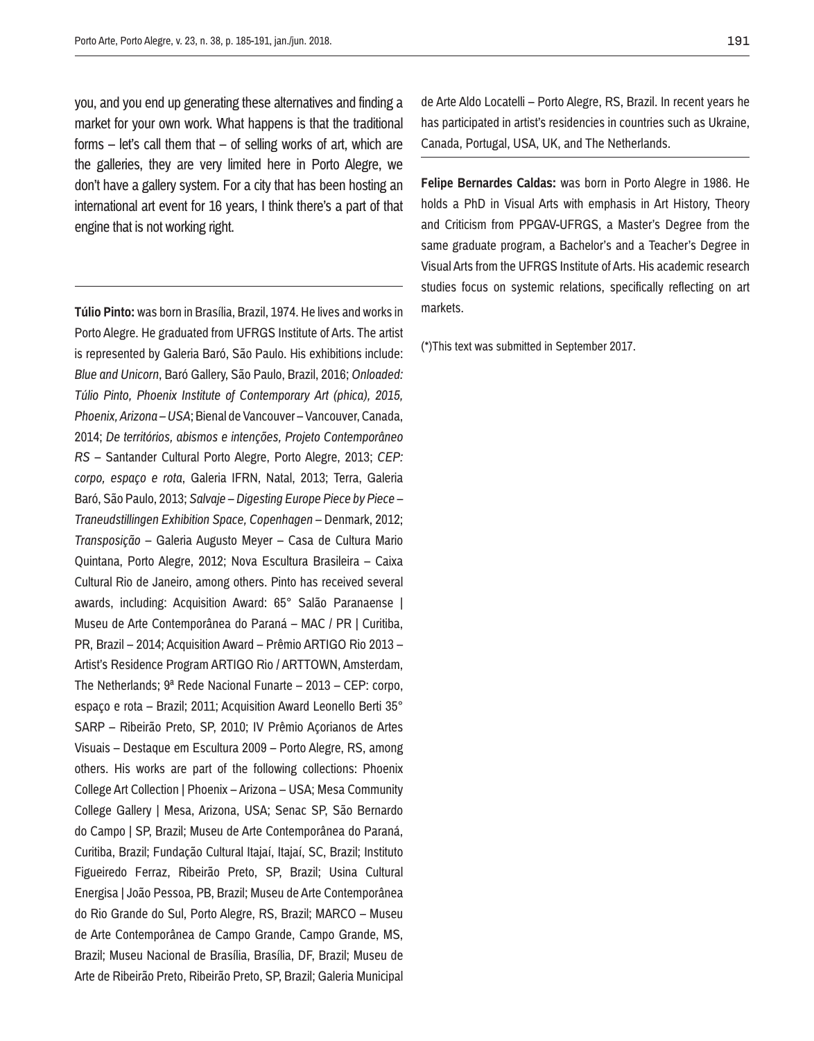you, and you end up generating these alternatives and finding a market for your own work. What happens is that the traditional forms – let's call them that – of selling works of art, which are the galleries, they are very limited here in Porto Alegre, we don't have a gallery system. For a city that has been hosting an international art event for 16 years, I think there's a part of that engine that is not working right.

---

**Túlio Pinto:** was born in Brasília, Brazil, 1974. He lives and works in Porto Alegre. He graduated from UFRGS Institute of Arts. The artist is represented by Galeria Baró, São Paulo. His exhibitions include: *Blue and Unicorn*, Baró Gallery, São Paulo, Brazil, 2016; *Onloaded: Túlio Pinto, Phoenix Institute of Contemporary Art (phica), 2015, Phoenix, Arizona – USA*; Bienal de Vancouver – Vancouver, Canada, 2014; *De territórios, abismos e intenções, Projeto Contemporâneo RS* – Santander Cultural Porto Alegre, Porto Alegre, 2013; *CEP: corpo, espaço e rota*, Galeria IFRN, Natal, 2013; Terra, Galeria Baró, São Paulo, 2013; *Salvaje – Digesting Europe Piece by Piece – Traneudstillingen Exhibition Space, Copenhagen* – Denmark, 2012; *Transposição* – Galeria Augusto Meyer – Casa de Cultura Mario Quintana, Porto Alegre, 2012; Nova Escultura Brasileira – Caixa Cultural Rio de Janeiro, among others. Pinto has received several awards, including: Acquisition Award: 65° Salão Paranaense | Museu de Arte Contemporânea do Paraná – MAC / PR | Curitiba, PR, Brazil – 2014; Acquisition Award – Prêmio ARTIGO Rio 2013 – Artist's Residence Program ARTIGO Rio / ARTTOWN, Amsterdam, The Netherlands; 9ª Rede Nacional Funarte – 2013 – CEP: corpo, espaço e rota – Brazil; 2011; Acquisition Award Leonello Berti 35° SARP – Ribeirão Preto, SP, 2010; IV Prêmio Açorianos de Artes Visuais – Destaque em Escultura 2009 – Porto Alegre, RS, among others. His works are part of the following collections: Phoenix College Art Collection | Phoenix – Arizona – USA; Mesa Community College Gallery | Mesa, Arizona, USA; Senac SP, São Bernardo do Campo | SP, Brazil; Museu de Arte Contemporânea do Paraná, Curitiba, Brazil; Fundação Cultural Itajaí, Itajaí, SC, Brazil; Instituto Figueiredo Ferraz, Ribeirão Preto, SP, Brazil; Usina Cultural Energisa | João Pessoa, PB, Brazil; Museu de Arte Contemporânea do Rio Grande do Sul, Porto Alegre, RS, Brazil; MARCO – Museu de Arte Contemporânea de Campo Grande, Campo Grande, MS, Brazil; Museu Nacional de Brasília, Brasília, DF, Brazil; Museu de Arte de Ribeirão Preto, Ribeirão Preto, SP, Brazil; Galeria Municipal de Arte Aldo Locatelli – Porto Alegre, RS, Brazil. In recent years he has participated in artist's residencies in countries such as Ukraine, Canada, Portugal, USA, UK, and The Netherlands.

---

**Felipe Bernardes Caldas:** was born in Porto Alegre in 1986. He holds a PhD in Visual Arts with emphasis in Art History, Theory and Criticism from PPGAV-UFRGS, a Master's Degree from the same graduate program, a Bachelor's and a Teacher's Degree in Visual Arts from the UFRGS Institute of Arts. His academic research studies focus on systemic relations, specifically reflecting on art markets.

(*)This text was submitted in September 2017.